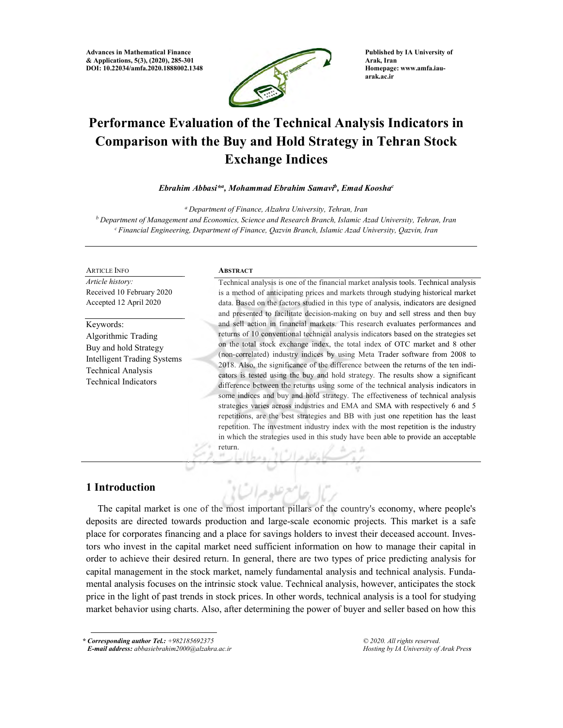# Performance Evaluation of the Technical Analysis Indicators in Comparison with the Buy and Hold Strategy in Tehran Stock Exchange Indices

***Ebrahim Abbasi*[a], Mohammad Ebrahim Samavi[b], Emad Koosha[c]***

[a] *Department of Finance, Alzahra University, Tehran, Iran*

[b] *Department of Management and Economics, Science and Research Branch, Islamic Azad University, Tehran, Iran*

[c] *Financial Engineering, Department of Finance, Qazvin Branch, Islamic Azad University, Qazvin, Iran*

---

**ARTICLE INFO**

*Article history:*
Received 10 February 2020
Accepted 12 April 2020

Keywords:
Algorithmic Trading
Buy and hold Strategy
Intelligent Trading Systems
Technical Analysis
Technical Indicators

**ABSTRACT**

Technical analysis is one of the financial market analysis tools. Technical analysis is a method of anticipating prices and markets through studying historical market data. Based on the factors studied in this type of analysis, indicators are designed and presented to facilitate decision-making on buy and sell stress and then buy and sell action in financial markets. This research evaluates performances and returns of 10 conventional technical analysis indicators based on the strategies set on the total stock exchange index, the total index of OTC market and 8 other (non-correlated) industry indices by using Meta Trader software from 2008 to 2018. Also, the significance of the difference between the returns of the ten indicators is tested using the buy and hold strategy. The results show a significant difference between the returns using some of the technical analysis indicators in some indices and buy and hold strategy. The effectiveness of technical analysis strategies varies across industries and EMA and SMA with respectively 6 and 5 repetitions, are the best strategies and BB with just one repetition has the least repetition. The investment industry index with the most repetition is the industry in which the strategies used in this study have been able to provide an acceptable return.

---

## 1 Introduction

The capital market is one of the most important pillars of the country's economy, where people's deposits are directed towards production and large-scale economic projects. This market is a safe place for corporates financing and a place for savings holders to invest their deceased account. Investors who invest in the capital market need sufficient information on how to manage their capital in order to achieve their desired return. In general, there are two types of price predicting analysis for capital management in the stock market, namely fundamental analysis and technical analysis. Fundamental analysis focuses on the intrinsic stock value. Technical analysis, however, anticipates the stock price in the light of past trends in stock prices. In other words, technical analysis is a tool for studying market behavior using charts. Also, after determining the power of buyer and seller based on how this

---

*\* Corresponding author Tel.: +982185692375*
*E-mail address: abbasiebrahim2000@alzahra.ac.ir*

*© 2020. All rights reserved.*
*Hosting by IA University of Arak Press*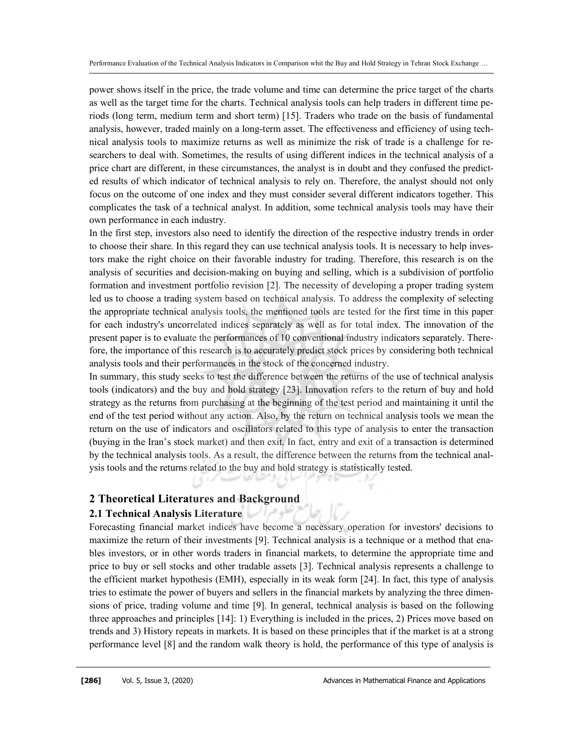power shows itself in the price, the trade volume and time can determine the price target of the charts as well as the target time for the charts. Technical analysis tools can help traders in different time periods (long term, medium term and short term) [15]. Traders who trade on the basis of fundamental analysis, however, traded mainly on a long-term asset. The effectiveness and efficiency of using technical analysis tools to maximize returns as well as minimize the risk of trade is a challenge for researchers to deal with. Sometimes, the results of using different indices in the technical analysis of a price chart are different, in these circumstances, the analyst is in doubt and they confused the predicted results of which indicator of technical analysis to rely on. Therefore, the analyst should not only focus on the outcome of one index and they must consider several different indicators together. This complicates the task of a technical analyst. In addition, some technical analysis tools may have their own performance in each industry.

In the first step, investors also need to identify the direction of the respective industry trends in order to choose their share. In this regard they can use technical analysis tools. It is necessary to help investors make the right choice on their favorable industry for trading. Therefore, this research is on the analysis of securities and decision-making on buying and selling, which is a subdivision of portfolio formation and investment portfolio revision [2]. The necessity of developing a proper trading system led us to choose a trading system based on technical analysis. To address the complexity of selecting the appropriate technical analysis tools, the mentioned tools are tested for the first time in this paper for each industry's uncorrelated indices separately as well as for total index. The innovation of the present paper is to evaluate the performances of 10 conventional industry indicators separately. Therefore, the importance of this research is to accurately predict stock prices by considering both technical analysis tools and their performances in the stock of the concerned industry.

In summary, this study seeks to test the difference between the returns of the use of technical analysis tools (indicators) and the buy and hold strategy [23]. Innovation refers to the return of buy and hold strategy as the returns from purchasing at the beginning of the test period and maintaining it until the end of the test period without any action. Also, by the return on technical analysis tools we mean the return on the use of indicators and oscillators related to this type of analysis to enter the transaction (buying in the Iran's stock market) and then exit. In fact, entry and exit of a transaction is determined by the technical analysis tools. As a result, the difference between the returns from the technical analysis tools and the returns related to the buy and hold strategy is statistically tested.

## 2 Theoretical Literatures and Background

### 2.1 Technical Analysis Literature

Forecasting financial market indices have become a necessary operation for investors' decisions to maximize the return of their investments [9]. Technical analysis is a technique or a method that enables investors, or in other words traders in financial markets, to determine the appropriate time and price to buy or sell stocks and other tradable assets [3]. Technical analysis represents a challenge to the efficient market hypothesis (EMH), especially in its weak form [24]. In fact, this type of analysis tries to estimate the power of buyers and sellers in the financial markets by analyzing the three dimensions of price, trading volume and time [9]. In general, technical analysis is based on the following three approaches and principles [14]: 1) Everything is included in the prices, 2) Prices move based on trends and 3) History repeats in markets. It is based on these principles that if the market is at a strong performance level [8] and the random walk theory is hold, the performance of this type of analysis is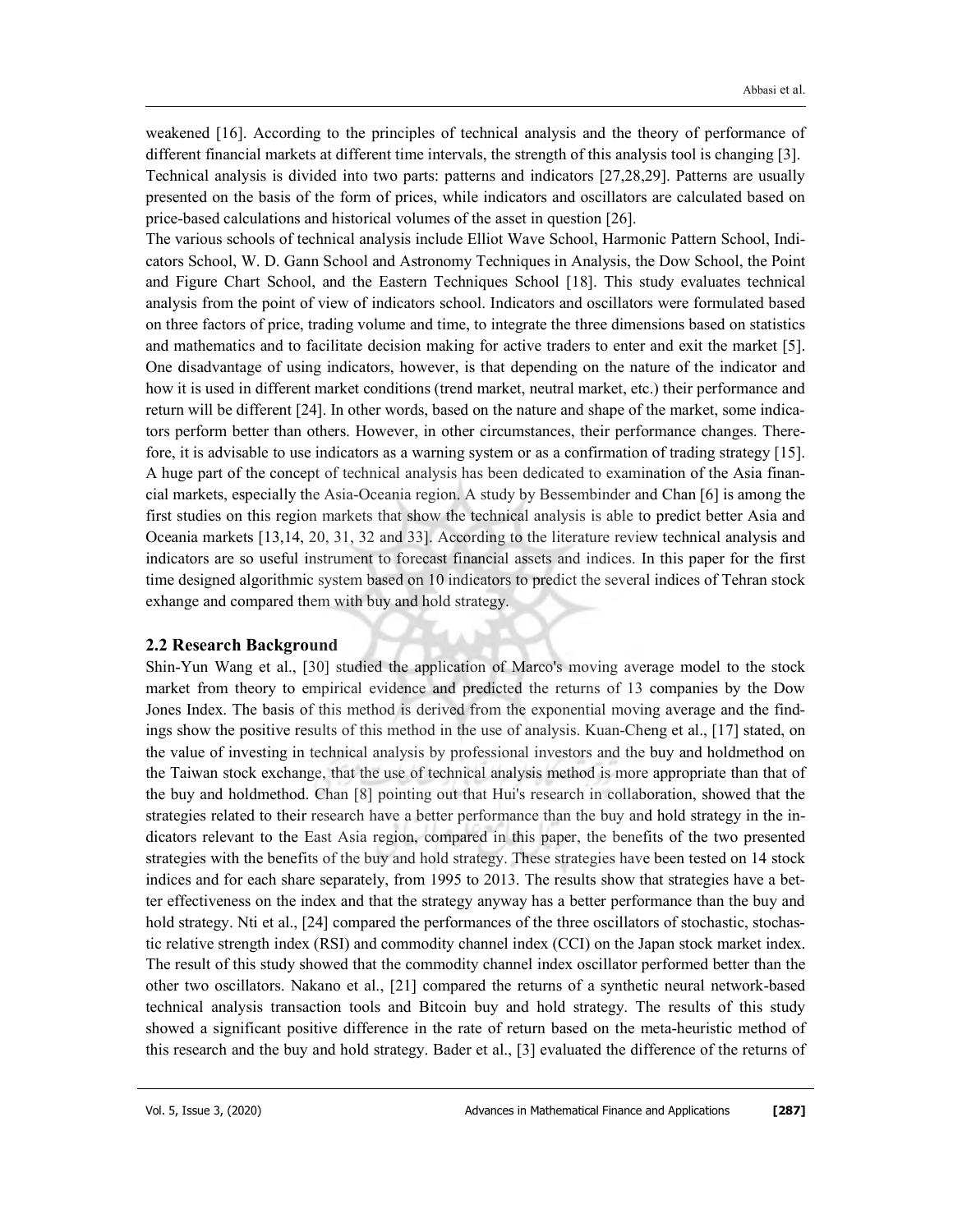weakened [16]. According to the principles of technical analysis and the theory of performance of different financial markets at different time intervals, the strength of this analysis tool is changing [3].
Technical analysis is divided into two parts: patterns and indicators [27,28,29]. Patterns are usually presented on the basis of the form of prices, while indicators and oscillators are calculated based on price-based calculations and historical volumes of the asset in question [26].
The various schools of technical analysis include Elliot Wave School, Harmonic Pattern School, Indicators School, W. D. Gann School and Astronomy Techniques in Analysis, the Dow School, the Point and Figure Chart School, and the Eastern Techniques School [18]. This study evaluates technical analysis from the point of view of indicators school. Indicators and oscillators were formulated based on three factors of price, trading volume and time, to integrate the three dimensions based on statistics and mathematics and to facilitate decision making for active traders to enter and exit the market [5]. One disadvantage of using indicators, however, is that depending on the nature of the indicator and how it is used in different market conditions (trend market, neutral market, etc.) their performance and return will be different [24]. In other words, based on the nature and shape of the market, some indicators perform better than others. However, in other circumstances, their performance changes. Therefore, it is advisable to use indicators as a warning system or as a confirmation of trading strategy [15]. A huge part of the concept of technical analysis has been dedicated to examination of the Asia financial markets, especially the Asia-Oceania region. A study by Bessembinder and Chan [6] is among the first studies on this region markets that show the technical analysis is able to predict better Asia and Oceania markets [13,14, 20, 31, 32 and 33]. According to the literature review technical analysis and indicators are so useful instrument to forecast financial assets and indices. In this paper for the first time designed algorithmic system based on 10 indicators to predict the several indices of Tehran stock exhange and compared them with buy and hold strategy.

## 2.2 Research Background

Shin-Yun Wang et al., [30] studied the application of Marco's moving average model to the stock market from theory to empirical evidence and predicted the returns of 13 companies by the Dow Jones Index. The basis of this method is derived from the exponential moving average and the findings show the positive results of this method in the use of analysis. Kuan-Cheng et al., [17] stated, on the value of investing in technical analysis by professional investors and the buy and holdmethod on the Taiwan stock exchange, that the use of technical analysis method is more appropriate than that of the buy and holdmethod. Chan [8] pointing out that Hui's research in collaboration, showed that the strategies related to their research have a better performance than the buy and hold strategy in the indicators relevant to the East Asia region, compared in this paper, the benefits of the two presented strategies with the benefits of the buy and hold strategy. These strategies have been tested on 14 stock indices and for each share separately, from 1995 to 2013. The results show that strategies have a better effectiveness on the index and that the strategy anyway has a better performance than the buy and hold strategy. Nti et al., [24] compared the performances of the three oscillators of stochastic, stochastic relative strength index (RSI) and commodity channel index (CCI) on the Japan stock market index. The result of this study showed that the commodity channel index oscillator performed better than the other two oscillators. Nakano et al., [21] compared the returns of a synthetic neural network-based technical analysis transaction tools and Bitcoin buy and hold strategy. The results of this study showed a significant positive difference in the rate of return based on the meta-heuristic method of this research and the buy and hold strategy. Bader et al., [3] evaluated the difference of the returns of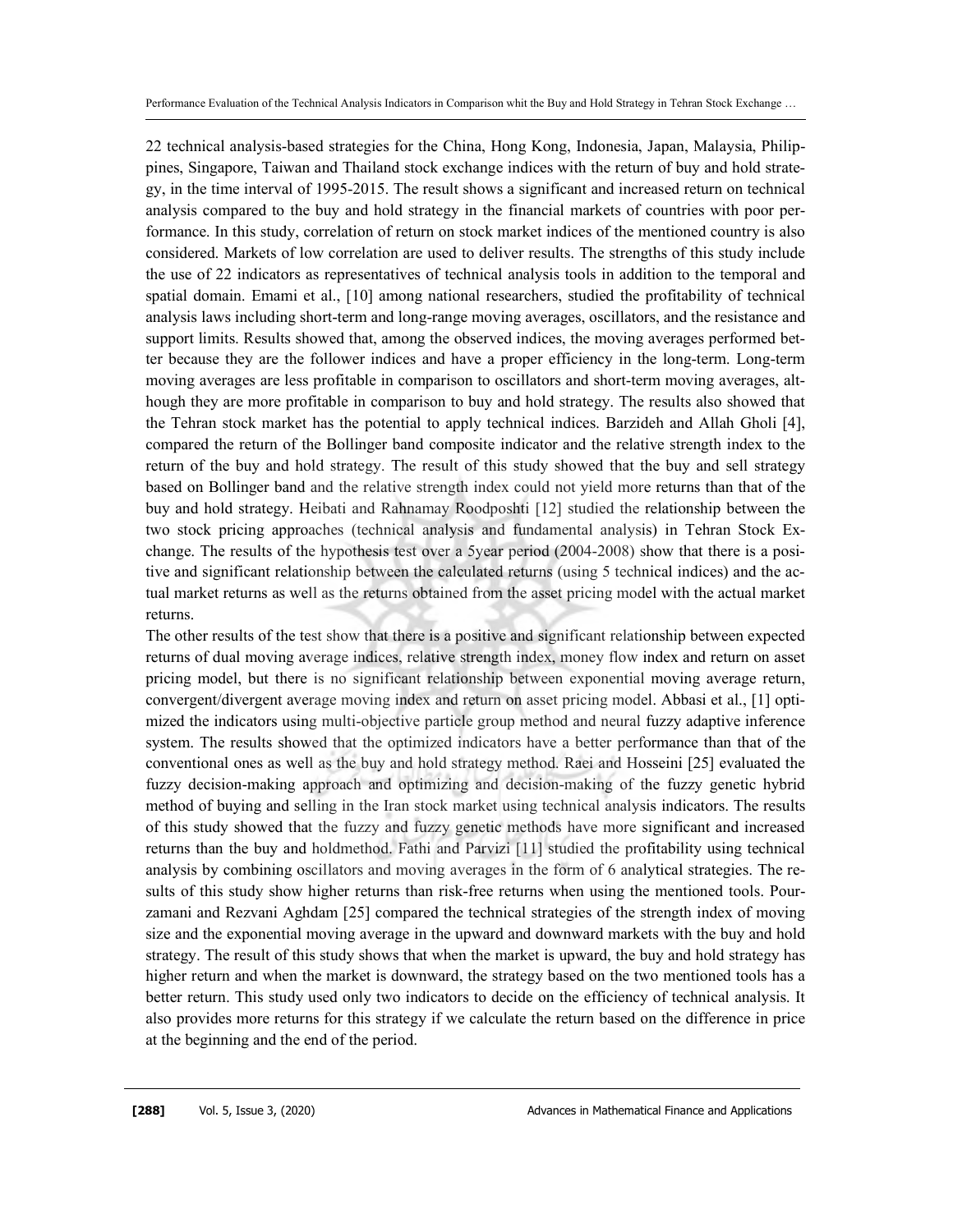22 technical analysis-based strategies for the China, Hong Kong, Indonesia, Japan, Malaysia, Philippines, Singapore, Taiwan and Thailand stock exchange indices with the return of buy and hold strategy, in the time interval of 1995-2015. The result shows a significant and increased return on technical analysis compared to the buy and hold strategy in the financial markets of countries with poor performance. In this study, correlation of return on stock market indices of the mentioned country is also considered. Markets of low correlation are used to deliver results. The strengths of this study include the use of 22 indicators as representatives of technical analysis tools in addition to the temporal and spatial domain. Emami et al., [10] among national researchers, studied the profitability of technical analysis laws including short-term and long-range moving averages, oscillators, and the resistance and support limits. Results showed that, among the observed indices, the moving averages performed better because they are the follower indices and have a proper efficiency in the long-term. Long-term moving averages are less profitable in comparison to oscillators and short-term moving averages, although they are more profitable in comparison to buy and hold strategy. The results also showed that the Tehran stock market has the potential to apply technical indices. Barzideh and Allah Gholi [4], compared the return of the Bollinger band composite indicator and the relative strength index to the return of the buy and hold strategy. The result of this study showed that the buy and sell strategy based on Bollinger band and the relative strength index could not yield more returns than that of the buy and hold strategy. Heibati and Rahnamay Roodposhti [12] studied the relationship between the two stock pricing approaches (technical analysis and fundamental analysis) in Tehran Stock Exchange. The results of the hypothesis test over a 5year period (2004-2008) show that there is a positive and significant relationship between the calculated returns (using 5 technical indices) and the actual market returns as well as the returns obtained from the asset pricing model with the actual market returns.

The other results of the test show that there is a positive and significant relationship between expected returns of dual moving average indices, relative strength index, money flow index and return on asset pricing model, but there is no significant relationship between exponential moving average return, convergent/divergent average moving index and return on asset pricing model. Abbasi et al., [1] optimized the indicators using multi-objective particle group method and neural fuzzy adaptive inference system. The results showed that the optimized indicators have a better performance than that of the conventional ones as well as the buy and hold strategy method. Raei and Hosseini [25] evaluated the fuzzy decision-making approach and optimizing and decision-making of the fuzzy genetic hybrid method of buying and selling in the Iran stock market using technical analysis indicators. The results of this study showed that the fuzzy and fuzzy genetic methods have more significant and increased returns than the buy and holdmethod. Fathi and Parvizi [11] studied the profitability using technical analysis by combining oscillators and moving averages in the form of 6 analytical strategies. The results of this study show higher returns than risk-free returns when using the mentioned tools. Pourzamani and Rezvani Aghdam [25] compared the technical strategies of the strength index of moving size and the exponential moving average in the upward and downward markets with the buy and hold strategy. The result of this study shows that when the market is upward, the buy and hold strategy has higher return and when the market is downward, the strategy based on the two mentioned tools has a better return. This study used only two indicators to decide on the efficiency of technical analysis. It also provides more returns for this strategy if we calculate the return based on the difference in price at the beginning and the end of the period.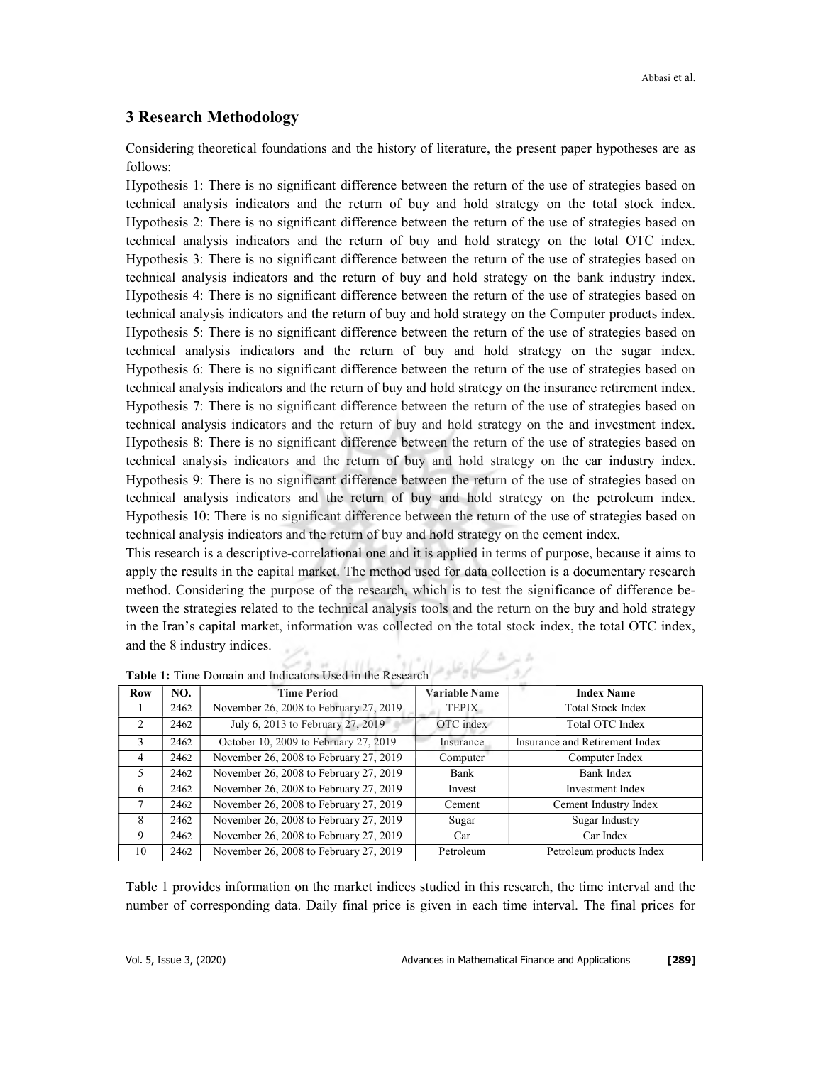## 3 Research Methodology

Considering theoretical foundations and the history of literature, the present paper hypotheses are as follows:

Hypothesis 1: There is no significant difference between the return of the use of strategies based on technical analysis indicators and the return of buy and hold strategy on the total stock index.

Hypothesis 2: There is no significant difference between the return of the use of strategies based on technical analysis indicators and the return of buy and hold strategy on the total OTC index.

Hypothesis 3: There is no significant difference between the return of the use of strategies based on technical analysis indicators and the return of buy and hold strategy on the bank industry index.

Hypothesis 4: There is no significant difference between the return of the use of strategies based on technical analysis indicators and the return of buy and hold strategy on the Computer products index.

Hypothesis 5: There is no significant difference between the return of the use of strategies based on technical analysis indicators and the return of buy and hold strategy on the sugar index.

Hypothesis 6: There is no significant difference between the return of the use of strategies based on technical analysis indicators and the return of buy and hold strategy on the insurance retirement index.

Hypothesis 7: There is no significant difference between the return of the use of strategies based on technical analysis indicators and the return of buy and hold strategy on the and investment index.

Hypothesis 8: There is no significant difference between the return of the use of strategies based on technical analysis indicators and the return of buy and hold strategy on the car industry index.

Hypothesis 9: There is no significant difference between the return of the use of strategies based on technical analysis indicators and the return of buy and hold strategy on the petroleum index.

Hypothesis 10: There is no significant difference between the return of the use of strategies based on technical analysis indicators and the return of buy and hold strategy on the cement index.

This research is a descriptive-correlational one and it is applied in terms of purpose, because it aims to apply the results in the capital market. The method used for data collection is a documentary research method. Considering the purpose of the research, which is to test the significance of difference between the strategies related to the technical analysis tools and the return on the buy and hold strategy in the Iran's capital market, information was collected on the total stock index, the total OTC index, and the 8 industry indices.

**Table 1:** Time Domain and Indicators Used in the Research

| Row | NO. | Time Period | Variable Name | Index Name |
|---|---|---|---|---|
| 1 | 2462 | November 26, 2008 to February 27, 2019 | TEPIX | Total Stock Index |
| 2 | 2462 | July 6, 2013 to February 27, 2019 | OTC index | Total OTC Index |
| 3 | 2462 | October 10, 2009 to February 27, 2019 | Insurance | Insurance and Retirement Index |
| 4 | 2462 | November 26, 2008 to February 27, 2019 | Computer | Computer Index |
| 5 | 2462 | November 26, 2008 to February 27, 2019 | Bank | Bank Index |
| 6 | 2462 | November 26, 2008 to February 27, 2019 | Invest | Investment Index |
| 7 | 2462 | November 26, 2008 to February 27, 2019 | Cement | Cement Industry Index |
| 8 | 2462 | November 26, 2008 to February 27, 2019 | Sugar | Sugar Industry |
| 9 | 2462 | November 26, 2008 to February 27, 2019 | Car | Car Index |
| 10 | 2462 | November 26, 2008 to February 27, 2019 | Petroleum | Petroleum products Index |

Table 1 provides information on the market indices studied in this research, the time interval and the number of corresponding data. Daily final price is given in each time interval. The final prices for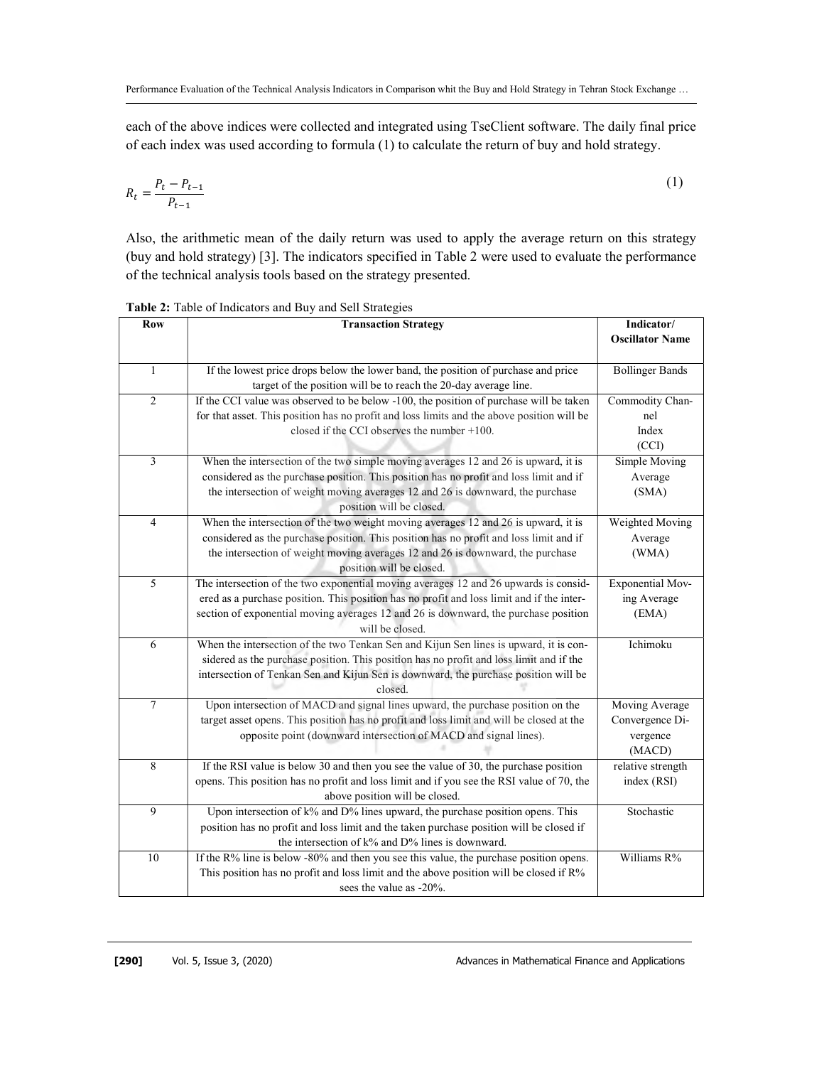each of the above indices were collected and integrated using TseClient software. The daily final price of each index was used according to formula (1) to calculate the return of buy and hold strategy.

$$R_t = \frac{P_t - P_{t-1}}{P_{t-1}} \tag{1}$$

Also, the arithmetic mean of the daily return was used to apply the average return on this strategy (buy and hold strategy) [3]. The indicators specified in Table 2 were used to evaluate the performance of the technical analysis tools based on the strategy presented.

**Table 2:** Table of Indicators and Buy and Sell Strategies

| Row | Transaction Strategy | Indicator/ Oscillator Name |
|---|---|---|
| 1 | If the lowest price drops below the lower band, the position of purchase and price target of the position will be to reach the 20-day average line. | Bollinger Bands |
| 2 | If the CCI value was observed to be below -100, the position of purchase will be taken for that asset. This position has no profit and loss limits and the above position will be closed if the CCI observes the number +100. | Commodity Channel Index (CCI) |
| 3 | When the intersection of the two simple moving averages 12 and 26 is upward, it is considered as the purchase position. This position has no profit and loss limit and if the intersection of weight moving averages 12 and 26 is downward, the purchase position will be closed. | Simple Moving Average (SMA) |
| 4 | When the intersection of the two weight moving averages 12 and 26 is upward, it is considered as the purchase position. This position has no profit and loss limit and if the intersection of weight moving averages 12 and 26 is downward, the purchase position will be closed. | Weighted Moving Average (WMA) |
| 5 | The intersection of the two exponential moving averages 12 and 26 upwards is considered as a purchase position. This position has no profit and loss limit and if the intersection of exponential moving averages 12 and 26 is downward, the purchase position will be closed. | Exponential Moving Average (EMA) |
| 6 | When the intersection of the two Tenkan Sen and Kijun Sen lines is upward, it is considered as the purchase position. This position has no profit and loss limit and if the intersection of Tenkan Sen and Kijun Sen is downward, the purchase position will be closed. | Ichimoku |
| 7 | Upon intersection of MACD and signal lines upward, the purchase position on the target asset opens. This position has no profit and loss limit and will be closed at the opposite point (downward intersection of MACD and signal lines). | Moving Average Convergence Divergence (MACD) |
| 8 | If the RSI value is below 30 and then you see the value of 30, the purchase position opens. This position has no profit and loss limit and if you see the RSI value of 70, the above position will be closed. | relative strength index (RSI) |
| 9 | Upon intersection of k% and D% lines upward, the purchase position opens. This position has no profit and loss limit and the taken purchase position will be closed if the intersection of k% and D% lines is downward. | Stochastic |
| 10 | If the R% line is below -80% and then you see this value, the purchase position opens. This position has no profit and loss limit and the above position will be closed if R% sees the value as -20%. | Williams R% |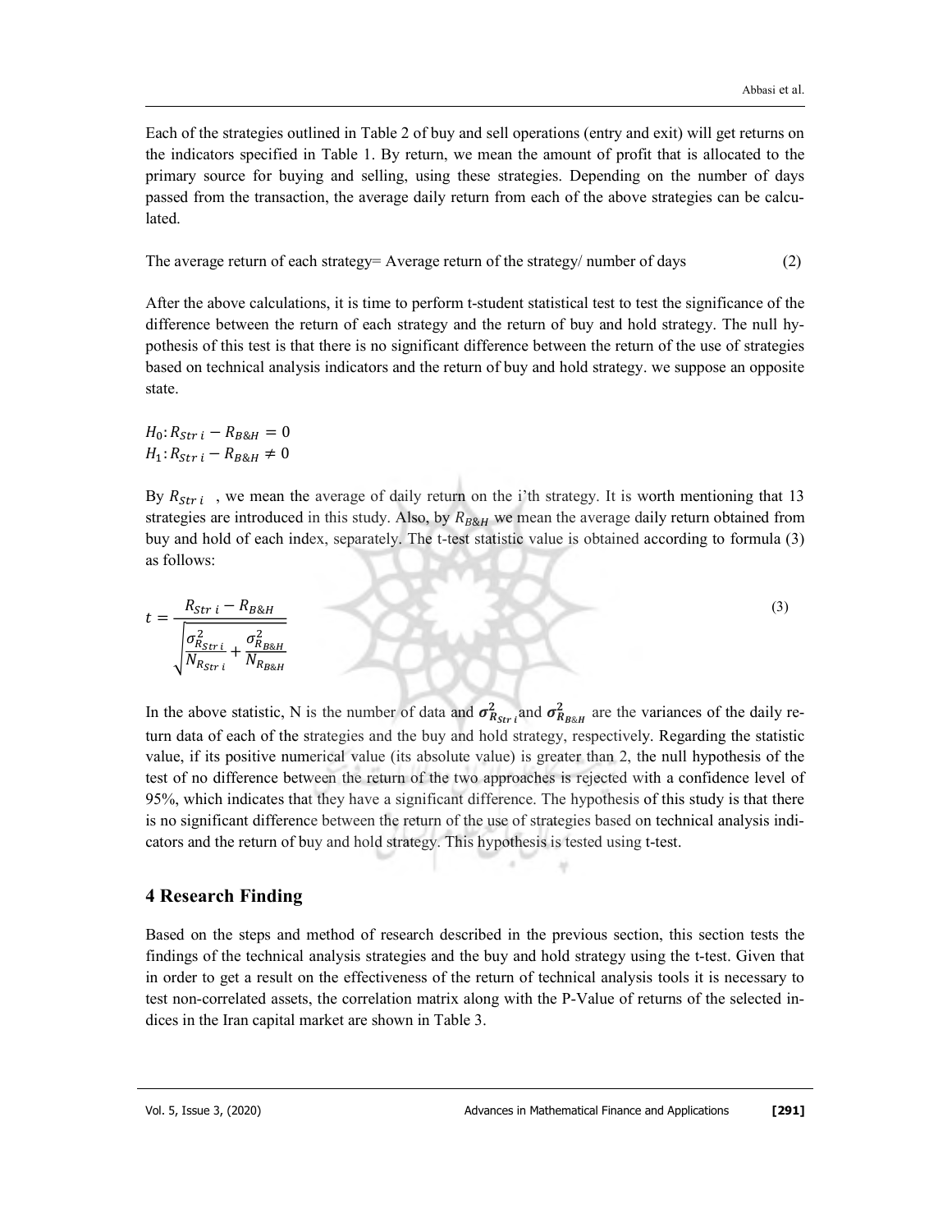Each of the strategies outlined in Table 2 of buy and sell operations (entry and exit) will get returns on the indicators specified in Table 1. By return, we mean the amount of profit that is allocated to the primary source for buying and selling, using these strategies. Depending on the number of days passed from the transaction, the average daily return from each of the above strategies can be calculated.

The average return of each strategy= Average return of the strategy/ number of days (2)

After the above calculations, it is time to perform t-student statistical test to test the significance of the difference between the return of each strategy and the return of buy and hold strategy. The null hypothesis of this test is that there is no significant difference between the return of the use of strategies based on technical analysis indicators and the return of buy and hold strategy. we suppose an opposite state.

$$H_0: R_{Str\ i} - R_{B\&H} = 0$$
$$H_1: R_{Str\ i} - R_{B\&H} \neq 0$$

By $R_{Str\ i}$ , we mean the average of daily return on the i'th strategy. It is worth mentioning that 13 strategies are introduced in this study. Also, by $R_{B\&H}$ we mean the average daily return obtained from buy and hold of each index, separately. The t-test statistic value is obtained according to formula (3) as follows:

$$t = \frac{R_{Str\ i} - R_{B\&H}}{\sqrt{\frac{\sigma^2_{R_{Str\ i}}}{N_{R_{Str\ i}}} + \frac{\sigma^2_{R_{B\&H}}}{N_{R_{B\&H}}}}} \tag{3}$$

In the above statistic, N is the number of data and $\boldsymbol{\sigma^2_{R_{Str\ i}}}$ and $\boldsymbol{\sigma^2_{R_{B\&H}}}$ are the variances of the daily return data of each of the strategies and the buy and hold strategy, respectively. Regarding the statistic value, if its positive numerical value (its absolute value) is greater than 2, the null hypothesis of the test of no difference between the return of the two approaches is rejected with a confidence level of 95%, which indicates that they have a significant difference. The hypothesis of this study is that there is no significant difference between the return of the use of strategies based on technical analysis indicators and the return of buy and hold strategy. This hypothesis is tested using t-test.

## 4 Research Finding

Based on the steps and method of research described in the previous section, this section tests the findings of the technical analysis strategies and the buy and hold strategy using the t-test. Given that in order to get a result on the effectiveness of the return of technical analysis tools it is necessary to test non-correlated assets, the correlation matrix along with the P-Value of returns of the selected indices in the Iran capital market are shown in Table 3.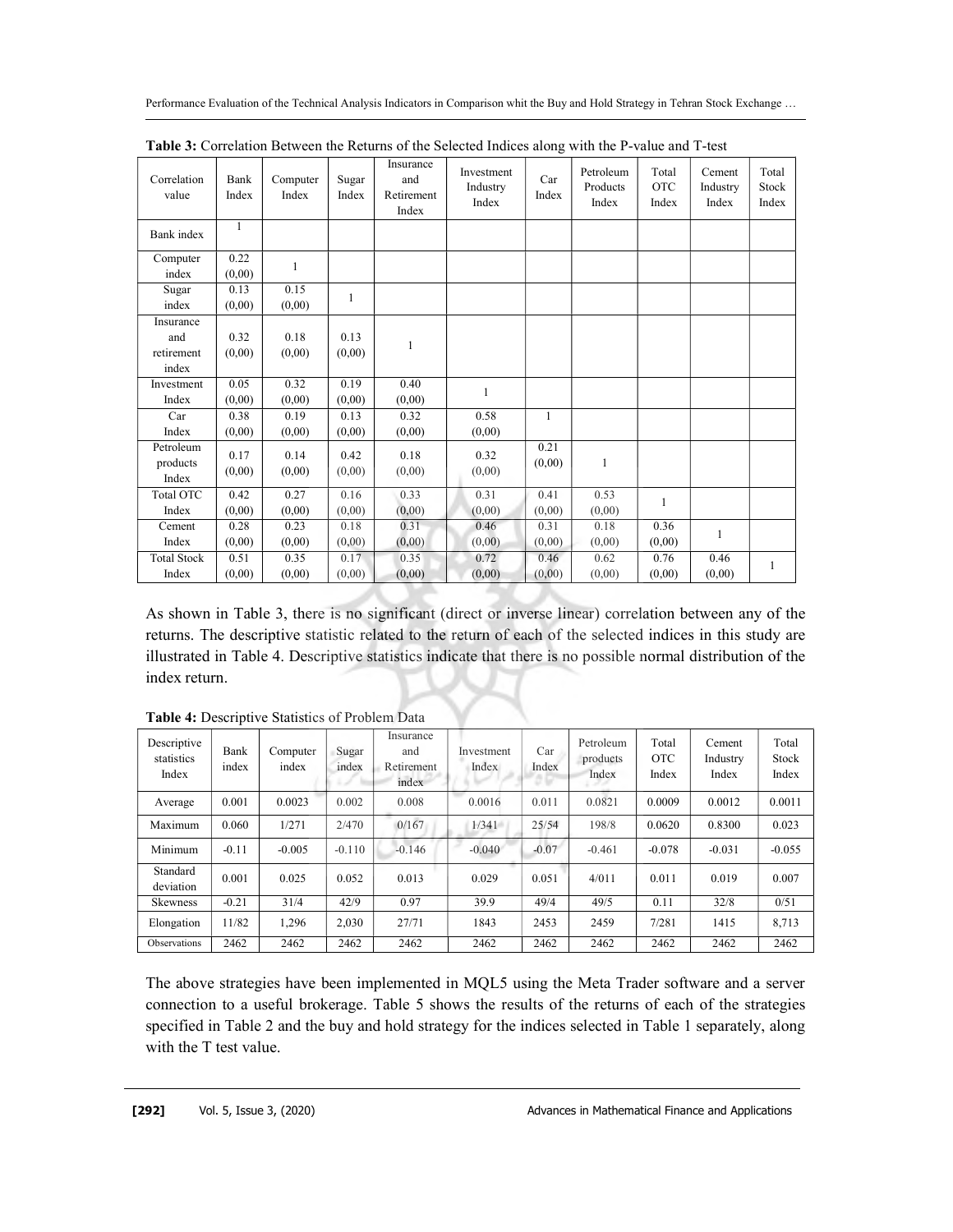**Table 3:** Correlation Between the Returns of the Selected Indices along with the P-value and T-test

| Correlation value | Bank Index | Computer Index | Sugar Index | Insurance and Retirement Index | Investment Industry Index | Car Index | Petroleum Products Index | Total OTC Index | Cement Industry Index | Total Stock Index |
|---|---|---|---|---|---|---|---|---|---|---|
| Bank index | 1 | | | | | | | | | |
| Computer index | 0.22 (0,00) | 1 | | | | | | | | |
| Sugar index | 0.13 (0,00) | 0.15 (0,00) | 1 | | | | | | | |
| Insurance and retirement index | 0.32 (0,00) | 0.18 (0,00) | 0.13 (0,00) | 1 | | | | | | |
| Investment Index | 0.05 (0,00) | 0.32 (0,00) | 0.19 (0,00) | 0.40 (0,00) | 1 | | | | | |
| Car Index | 0.38 (0,00) | 0.19 (0,00) | 0.13 (0,00) | 0.32 (0,00) | 0.58 (0,00) | 1 | | | | |
| Petroleum products Index | 0.17 (0,00) | 0.14 (0,00) | 0.42 (0,00) | 0.18 (0,00) | 0.32 (0,00) | 0.21 (0,00) | 1 | | | |
| Total OTC Index | 0.42 (0,00) | 0.27 (0,00) | 0.16 (0,00) | 0.33 (0,00) | 0.31 (0,00) | 0.41 (0,00) | 0.53 (0,00) | 1 | | |
| Cement Index | 0.28 (0,00) | 0.23 (0,00) | 0.18 (0,00) | 0.31 (0,00) | 0.46 (0,00) | 0.31 (0,00) | 0.18 (0,00) | 0.36 (0,00) | 1 | |
| Total Stock Index | 0.51 (0,00) | 0.35 (0,00) | 0.17 (0,00) | 0.35 (0,00) | 0.72 (0,00) | 0.46 (0,00) | 0.62 (0,00) | 0.76 (0,00) | 0.46 (0,00) | 1 |

As shown in Table 3, there is no significant (direct or inverse linear) correlation between any of the returns. The descriptive statistic related to the return of each of the selected indices in this study are illustrated in Table 4. Descriptive statistics indicate that there is no possible normal distribution of the index return.

**Table 4:** Descriptive Statistics of Problem Data

| Descriptive statistics Index | Bank index | Computer index | Sugar index | Insurance and Retirement index | Investment Index | Car Index | Petroleum products Index | Total OTC Index | Cement Industry Index | Total Stock Index |
|---|---|---|---|---|---|---|---|---|---|---|
| Average | 0.001 | 0.0023 | 0.002 | 0.008 | 0.0016 | 0.011 | 0.0821 | 0.0009 | 0.0012 | 0.0011 |
| Maximum | 0.060 | 1/271 | 2/470 | 0/167 | 1/341 | 25/54 | 198/8 | 0.0620 | 0.8300 | 0.023 |
| Minimum | -0.11 | -0.005 | -0.110 | -0.146 | -0.040 | -0.07 | -0.461 | -0.078 | -0.031 | -0.055 |
| Standard deviation | 0.001 | 0.025 | 0.052 | 0.013 | 0.029 | 0.051 | 4/011 | 0.011 | 0.019 | 0.007 |
| Skewness | -0.21 | 31/4 | 42/9 | 0.97 | 39.9 | 49/4 | 49/5 | 0.11 | 32/8 | 0/51 |
| Elongation | 11/82 | 1,296 | 2,030 | 27/71 | 1843 | 2453 | 2459 | 7/281 | 1415 | 8,713 |
| Observations | 2462 | 2462 | 2462 | 2462 | 2462 | 2462 | 2462 | 2462 | 2462 | 2462 |

The above strategies have been implemented in MQL5 using the Meta Trader software and a server connection to a useful brokerage. Table 5 shows the results of the returns of each of the strategies specified in Table 2 and the buy and hold strategy for the indices selected in Table 1 separately, along with the T test value.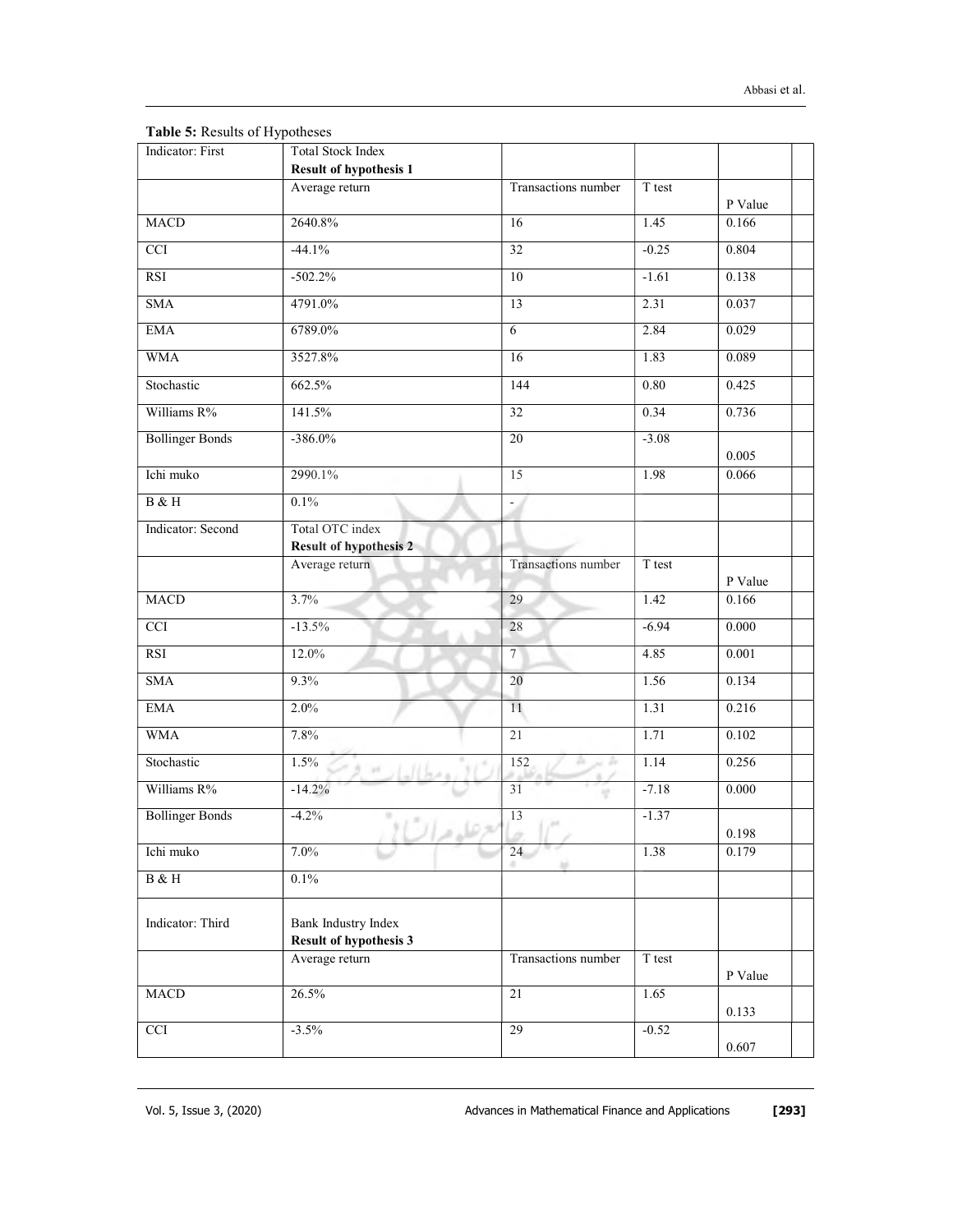**Table 5:** Results of Hypotheses

| Indicator: First | Total Stock Index **Result of hypothesis 1** | | | | |
|---|---|---|---|---|---|
| | Average return | Transactions number | T test | P Value | |
| MACD | 2640.8% | 16 | 1.45 | 0.166 | |
| CCI | -44.1% | 32 | -0.25 | 0.804 | |
| RSI | -502.2% | 10 | -1.61 | 0.138 | |
| SMA | 4791.0% | 13 | 2.31 | 0.037 | |
| EMA | 6789.0% | 6 | 2.84 | 0.029 | |
| WMA | 3527.8% | 16 | 1.83 | 0.089 | |
| Stochastic | 662.5% | 144 | 0.80 | 0.425 | |
| Williams R% | 141.5% | 32 | 0.34 | 0.736 | |
| Bollinger Bonds | -386.0% | 20 | -3.08 | 0.005 | |
| Ichi muko | 2990.1% | 15 | 1.98 | 0.066 | |
| B & H | 0.1% | - | | | |
| Indicator: Second | Total OTC index **Result of hypothesis 2** | | | | |
| | Average return | Transactions number | T test | P Value | |
| MACD | 3.7% | 29 | 1.42 | 0.166 | |
| CCI | -13.5% | 28 | -6.94 | 0.000 | |
| RSI | 12.0% | 7 | 4.85 | 0.001 | |
| SMA | 9.3% | 20 | 1.56 | 0.134 | |
| EMA | 2.0% | 11 | 1.31 | 0.216 | |
| WMA | 7.8% | 21 | 1.71 | 0.102 | |
| Stochastic | 1.5% | 152 | 1.14 | 0.256 | |
| Williams R% | -14.2% | 31 | -7.18 | 0.000 | |
| Bollinger Bonds | -4.2% | 13 | -1.37 | 0.198 | |
| Ichi muko | 7.0% | 24 | 1.38 | 0.179 | |
| B & H | 0.1% | | | | |
| Indicator: Third | Bank Industry Index **Result of hypothesis 3** | | | | |
| | Average return | Transactions number | T test | P Value | |
| MACD | 26.5% | 21 | 1.65 | 0.133 | |
| CCI | -3.5% | 29 | -0.52 | 0.607 | |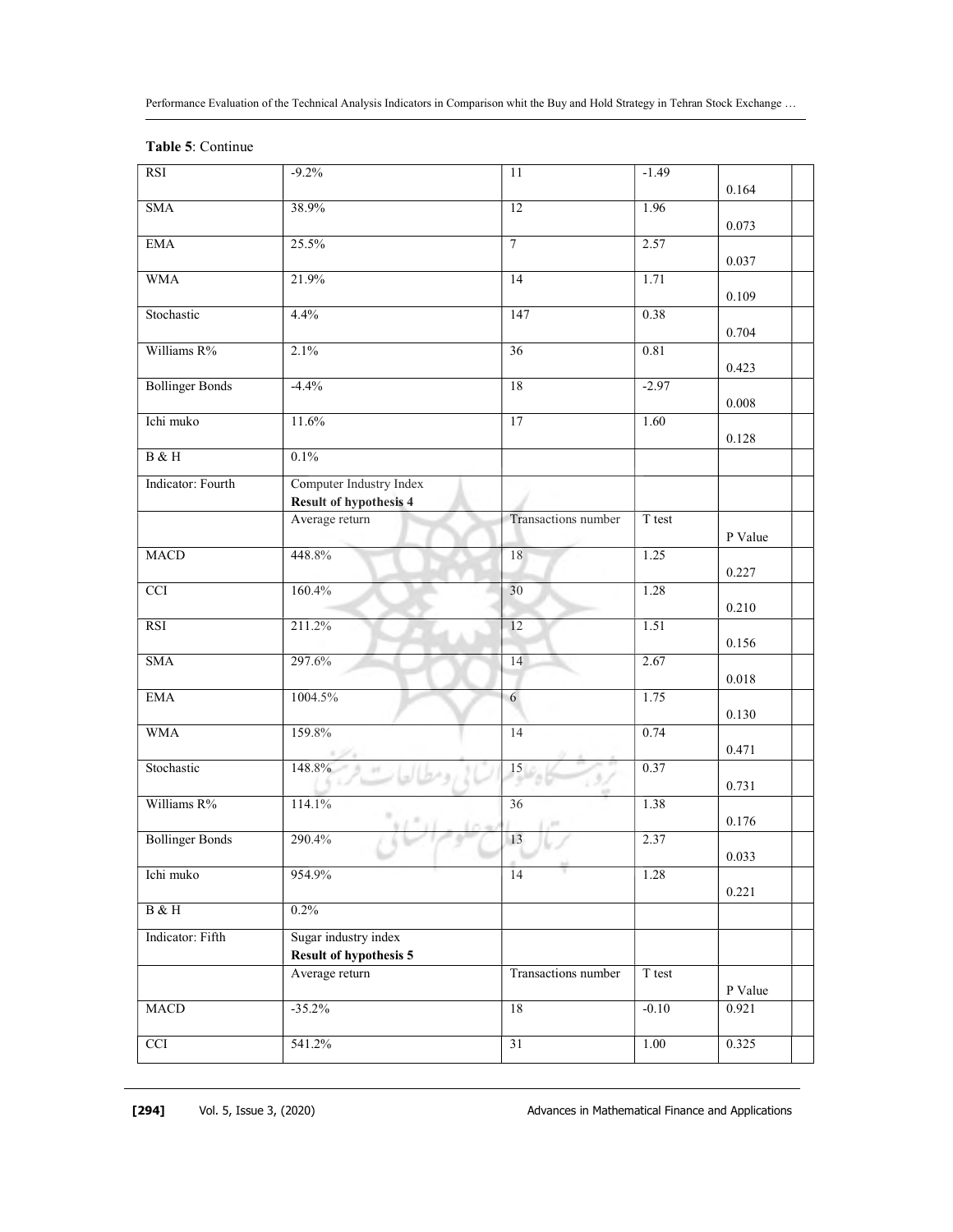**Table 5**: Continue

| | | | | |
|---|---|---|---|---|
| RSI | -9.2% | 11 | -1.49 | 0.164 |
| SMA | 38.9% | 12 | 1.96 | 0.073 |
| EMA | 25.5% | 7 | 2.57 | 0.037 |
| WMA | 21.9% | 14 | 1.71 | 0.109 |
| Stochastic | 4.4% | 147 | 0.38 | 0.704 |
| Williams R% | 2.1% | 36 | 0.81 | 0.423 |
| Bollinger Bonds | -4.4% | 18 | -2.97 | 0.008 |
| Ichi muko | 11.6% | 17 | 1.60 | 0.128 |
| B & H | 0.1% | | | |
| Indicator: Fourth | Computer Industry Index **Result of hypothesis 4** | | | |
| | Average return | Transactions number | T test | P Value |
| MACD | 448.8% | 18 | 1.25 | 0.227 |
| CCI | 160.4% | 30 | 1.28 | 0.210 |
| RSI | 211.2% | 12 | 1.51 | 0.156 |
| SMA | 297.6% | 14 | 2.67 | 0.018 |
| EMA | 1004.5% | 6 | 1.75 | 0.130 |
| WMA | 159.8% | 14 | 0.74 | 0.471 |
| Stochastic | 148.8% | 15 | 0.37 | 0.731 |
| Williams R% | 114.1% | 36 | 1.38 | 0.176 |
| Bollinger Bonds | 290.4% | 13 | 2.37 | 0.033 |
| Ichi muko | 954.9% | 14 | 1.28 | 0.221 |
| B & H | 0.2% | | | |
| Indicator: Fifth | Sugar industry index **Result of hypothesis 5** | | | |
| | Average return | Transactions number | T test | P Value |
| MACD | -35.2% | 18 | -0.10 | 0.921 |
| CCI | 541.2% | 31 | 1.00 | 0.325 |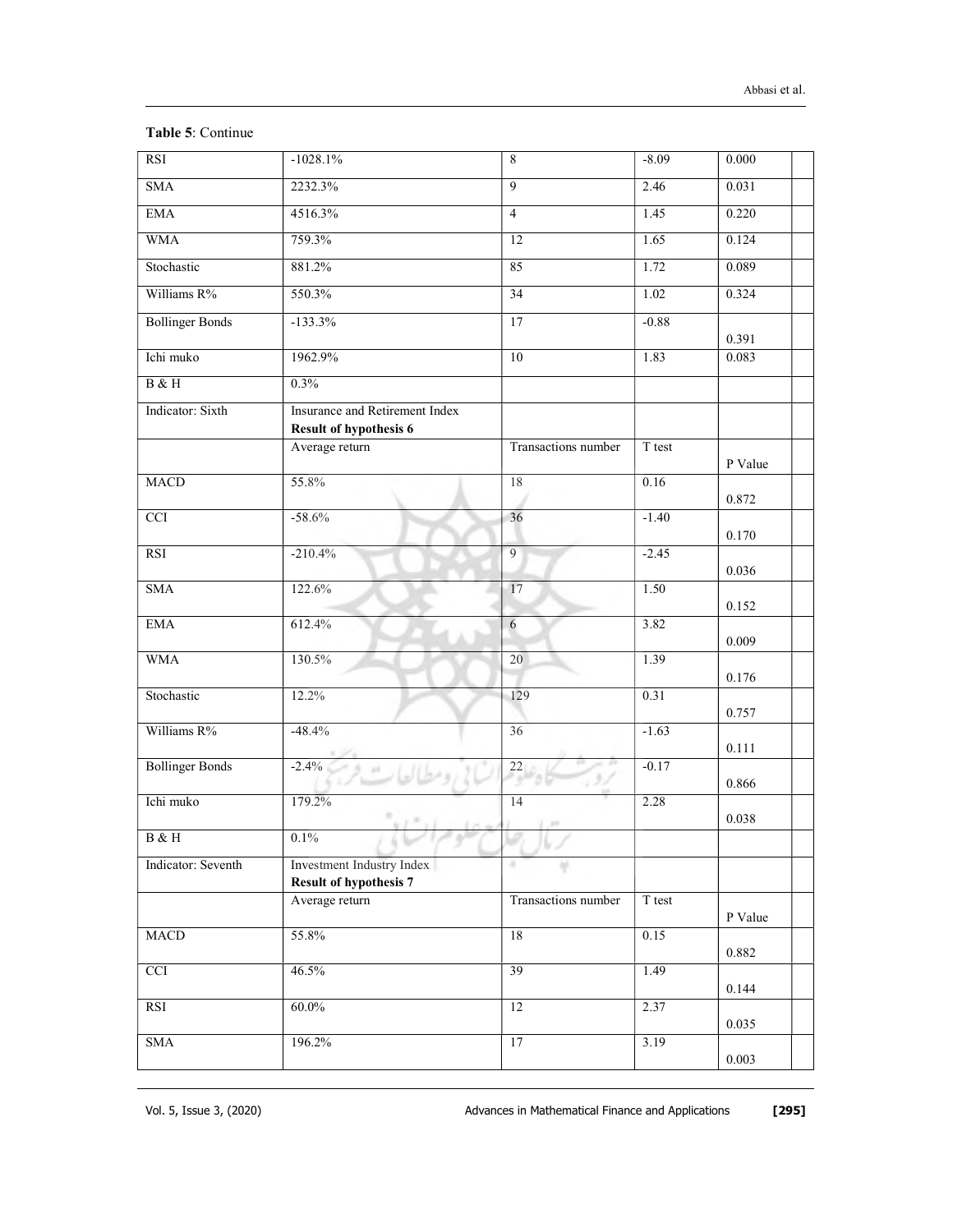**Table 5**: Continue

| | | | | |
|---|---|---|---|---|
| RSI | -1028.1% | 8 | -8.09 | 0.000 |
| SMA | 2232.3% | 9 | 2.46 | 0.031 |
| EMA | 4516.3% | 4 | 1.45 | 0.220 |
| WMA | 759.3% | 12 | 1.65 | 0.124 |
| Stochastic | 881.2% | 85 | 1.72 | 0.089 |
| Williams R% | 550.3% | 34 | 1.02 | 0.324 |
| Bollinger Bonds | -133.3% | 17 | -0.88 | 0.391 |
| Ichi muko | 1962.9% | 10 | 1.83 | 0.083 |
| B & H | 0.3% | | | |
| Indicator: Sixth | Insurance and Retirement Index **Result of hypothesis 6** | | | |
| | Average return | Transactions number | T test | P Value |
| MACD | 55.8% | 18 | 0.16 | 0.872 |
| CCI | -58.6% | 36 | -1.40 | 0.170 |
| RSI | -210.4% | 9 | -2.45 | 0.036 |
| SMA | 122.6% | 17 | 1.50 | 0.152 |
| EMA | 612.4% | 6 | 3.82 | 0.009 |
| WMA | 130.5% | 20 | 1.39 | 0.176 |
| Stochastic | 12.2% | 129 | 0.31 | 0.757 |
| Williams R% | -48.4% | 36 | -1.63 | 0.111 |
| Bollinger Bonds | -2.4% | 22 | -0.17 | 0.866 |
| Ichi muko | 179.2% | 14 | 2.28 | 0.038 |
| B & H | 0.1% | | | |
| Indicator: Seventh | Investment Industry Index **Result of hypothesis 7** | | | |
| | Average return | Transactions number | T test | P Value |
| MACD | 55.8% | 18 | 0.15 | 0.882 |
| CCI | 46.5% | 39 | 1.49 | 0.144 |
| RSI | 60.0% | 12 | 2.37 | 0.035 |
| SMA | 196.2% | 17 | 3.19 | 0.003 |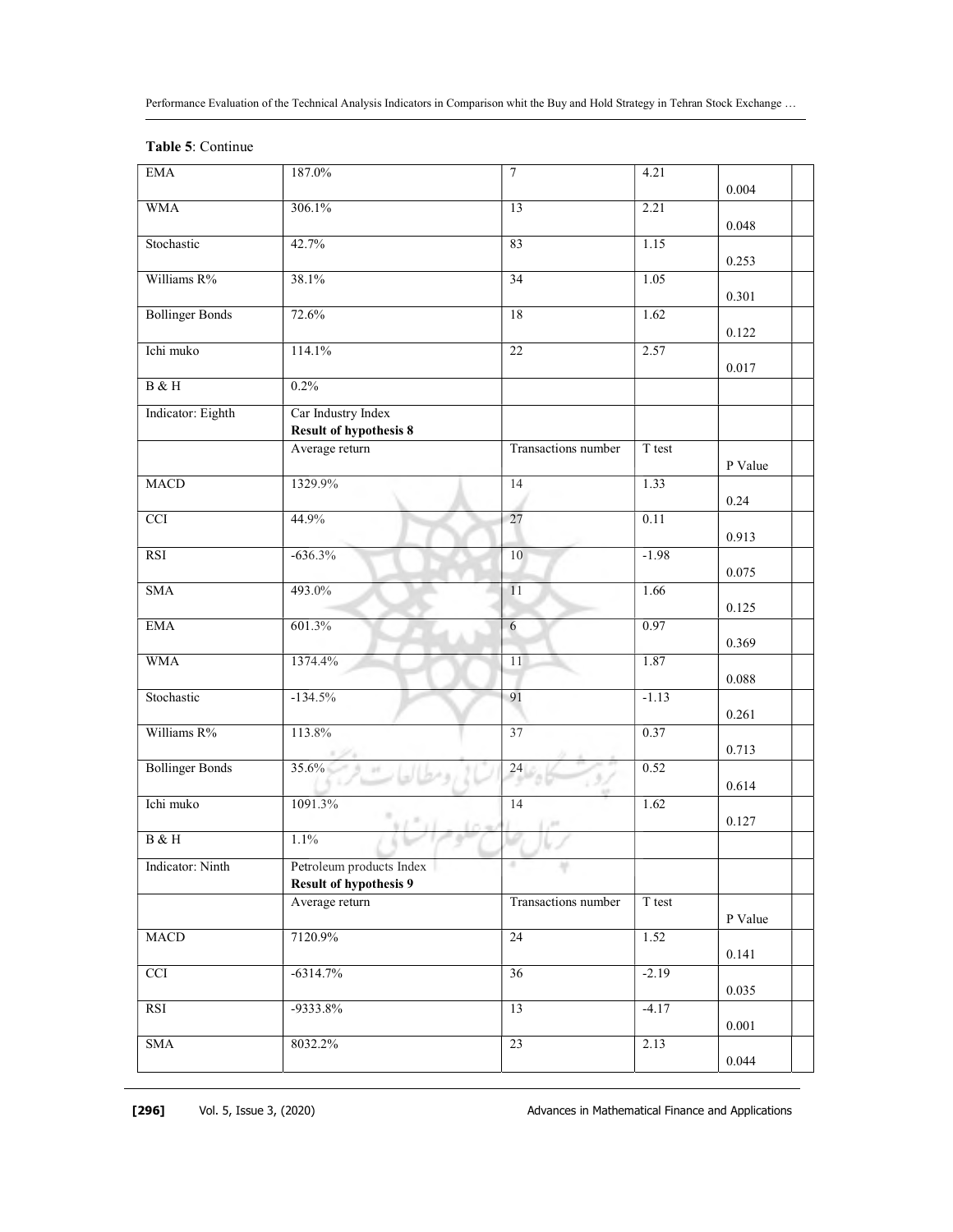**Table 5**: Continue

| | | | | |
|---|---|---|---|---|
| EMA | 187.0% | 7 | 4.21 | 0.004 |
| WMA | 306.1% | 13 | 2.21 | 0.048 |
| Stochastic | 42.7% | 83 | 1.15 | 0.253 |
| Williams R% | 38.1% | 34 | 1.05 | 0.301 |
| Bollinger Bonds | 72.6% | 18 | 1.62 | 0.122 |
| Ichi muko | 114.1% | 22 | 2.57 | 0.017 |
| B & H | 0.2% | | | |
| Indicator: Eighth | Car Industry Index **Result of hypothesis 8** | | | |
| | Average return | Transactions number | T test | P Value |
| MACD | 1329.9% | 14 | 1.33 | 0.24 |
| CCI | 44.9% | 27 | 0.11 | 0.913 |
| RSI | -636.3% | 10 | -1.98 | 0.075 |
| SMA | 493.0% | 11 | 1.66 | 0.125 |
| EMA | 601.3% | 6 | 0.97 | 0.369 |
| WMA | 1374.4% | 11 | 1.87 | 0.088 |
| Stochastic | -134.5% | 91 | -1.13 | 0.261 |
| Williams R% | 113.8% | 37 | 0.37 | 0.713 |
| Bollinger Bonds | 35.6% | 24 | 0.52 | 0.614 |
| Ichi muko | 1091.3% | 14 | 1.62 | 0.127 |
| B & H | 1.1% | | | |
| Indicator: Ninth | Petroleum products Index **Result of hypothesis 9** | | | |
| | Average return | Transactions number | T test | P Value |
| MACD | 7120.9% | 24 | 1.52 | 0.141 |
| CCI | -6314.7% | 36 | -2.19 | 0.035 |
| RSI | -9333.8% | 13 | -4.17 | 0.001 |
| SMA | 8032.2% | 23 | 2.13 | 0.044 |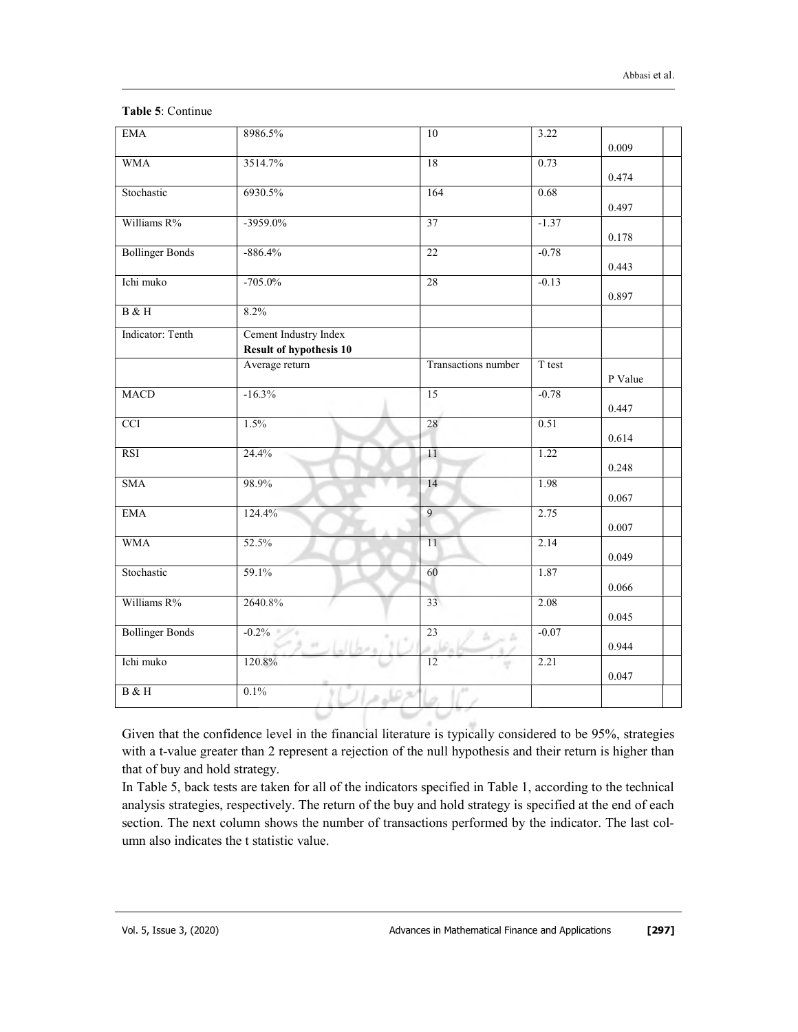**Table 5**: Continue

| | | | | | |
|---|---|---|---|---|---|
| EMA | 8986.5% | 10 | 3.22 | 0.009 | |
| WMA | 3514.7% | 18 | 0.73 | 0.474 | |
| Stochastic | 6930.5% | 164 | 0.68 | 0.497 | |
| Williams R% | -3959.0% | 37 | -1.37 | 0.178 | |
| Bollinger Bonds | -886.4% | 22 | -0.78 | 0.443 | |
| Ichi muko | -705.0% | 28 | -0.13 | 0.897 | |
| B & H | 8.2% | | | | |
| Indicator: Tenth | Cement Industry Index **Result of hypothesis 10** | | | | |
| | Average return | Transactions number | T test | P Value | |
| MACD | -16.3% | 15 | -0.78 | 0.447 | |
| CCI | 1.5% | 28 | 0.51 | 0.614 | |
| RSI | 24.4% | 11 | 1.22 | 0.248 | |
| SMA | 98.9% | 14 | 1.98 | 0.067 | |
| EMA | 124.4% | 9 | 2.75 | 0.007 | |
| WMA | 52.5% | 11 | 2.14 | 0.049 | |
| Stochastic | 59.1% | 60 | 1.87 | 0.066 | |
| Williams R% | 2640.8% | 33 | 2.08 | 0.045 | |
| Bollinger Bonds | -0.2% | 23 | -0.07 | 0.944 | |
| Ichi muko | 120.8% | 12 | 2.21 | 0.047 | |
| B & H | 0.1% | | | | |

Given that the confidence level in the financial literature is typically considered to be 95%, strategies with a t-value greater than 2 represent a rejection of the null hypothesis and their return is higher than that of buy and hold strategy.

In Table 5, back tests are taken for all of the indicators specified in Table 1, according to the technical analysis strategies, respectively. The return of the buy and hold strategy is specified at the end of each section. The next column shows the number of transactions performed by the indicator. The last column also indicates the t statistic value.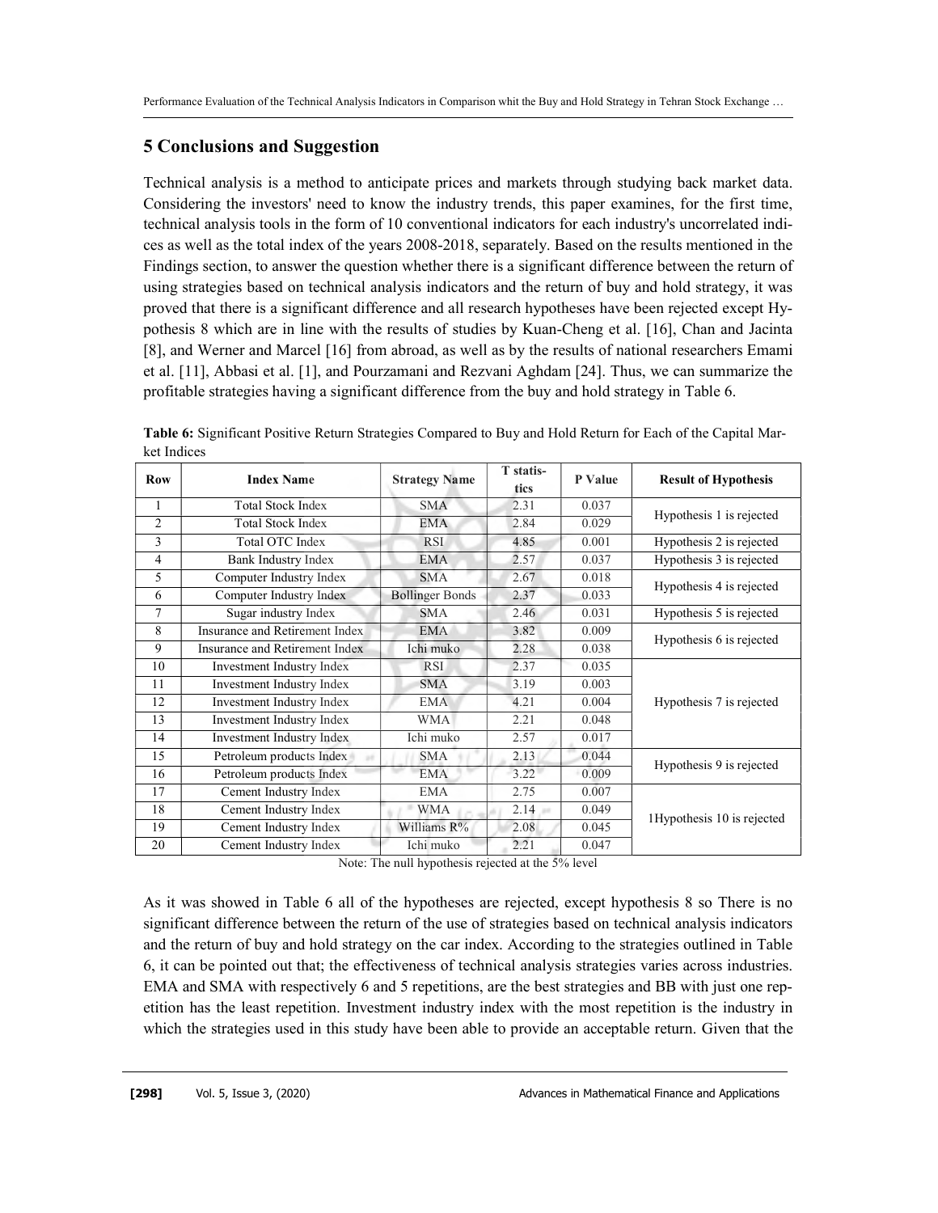## 5 Conclusions and Suggestion

Technical analysis is a method to anticipate prices and markets through studying back market data. Considering the investors' need to know the industry trends, this paper examines, for the first time, technical analysis tools in the form of 10 conventional indicators for each industry's uncorrelated indices as well as the total index of the years 2008-2018, separately. Based on the results mentioned in the Findings section, to answer the question whether there is a significant difference between the return of using strategies based on technical analysis indicators and the return of buy and hold strategy, it was proved that there is a significant difference and all research hypotheses have been rejected except Hypothesis 8 which are in line with the results of studies by Kuan-Cheng et al. [16], Chan and Jacinta [8], and Werner and Marcel [16] from abroad, as well as by the results of national researchers Emami et al. [11], Abbasi et al. [1], and Pourzamani and Rezvani Aghdam [24]. Thus, we can summarize the profitable strategies having a significant difference from the buy and hold strategy in Table 6.

**Table 6:** Significant Positive Return Strategies Compared to Buy and Hold Return for Each of the Capital Market Indices

| Row | Index Name | Strategy Name | T statistics | P Value | Result of Hypothesis |
|---|---|---|---|---|---|
| 1 | Total Stock Index | SMA | 2.31 | 0.037 | Hypothesis 1 is rejected |
| 2 | Total Stock Index | EMA | 2.84 | 0.029 | |
| 3 | Total OTC Index | RSI | 4.85 | 0.001 | Hypothesis 2 is rejected |
| 4 | Bank Industry Index | EMA | 2.57 | 0.037 | Hypothesis 3 is rejected |
| 5 | Computer Industry Index | SMA | 2.67 | 0.018 | Hypothesis 4 is rejected |
| 6 | Computer Industry Index | Bollinger Bonds | 2.37 | 0.033 | |
| 7 | Sugar industry Index | SMA | 2.46 | 0.031 | Hypothesis 5 is rejected |
| 8 | Insurance and Retirement Index | EMA | 3.82 | 0.009 | Hypothesis 6 is rejected |
| 9 | Insurance and Retirement Index | Ichi muko | 2.28 | 0.038 | |
| 10 | Investment Industry Index | RSI | 2.37 | 0.035 | Hypothesis 7 is rejected |
| 11 | Investment Industry Index | SMA | 3.19 | 0.003 | |
| 12 | Investment Industry Index | EMA | 4.21 | 0.004 | |
| 13 | Investment Industry Index | WMA | 2.21 | 0.048 | |
| 14 | Investment Industry Index | Ichi muko | 2.57 | 0.017 | |
| 15 | Petroleum products Index | SMA | 2.13 | 0.044 | Hypothesis 9 is rejected |
| 16 | Petroleum products Index | EMA | 3.22 | 0.009 | |
| 17 | Cement Industry Index | EMA | 2.75 | 0.007 | 1Hypothesis 10 is rejected |
| 18 | Cement Industry Index | WMA | 2.14 | 0.049 | |
| 19 | Cement Industry Index | Williams R% | 2.08 | 0.045 | |
| 20 | Cement Industry Index | Ichi muko | 2.21 | 0.047 | |

Note: The null hypothesis rejected at the 5% level

As it was showed in Table 6 all of the hypotheses are rejected, except hypothesis 8 so There is no significant difference between the return of the use of strategies based on technical analysis indicators and the return of buy and hold strategy on the car index. According to the strategies outlined in Table 6, it can be pointed out that; the effectiveness of technical analysis strategies varies across industries. EMA and SMA with respectively 6 and 5 repetitions, are the best strategies and BB with just one repetition has the least repetition. Investment industry index with the most repetition is the industry in which the strategies used in this study have been able to provide an acceptable return. Given that the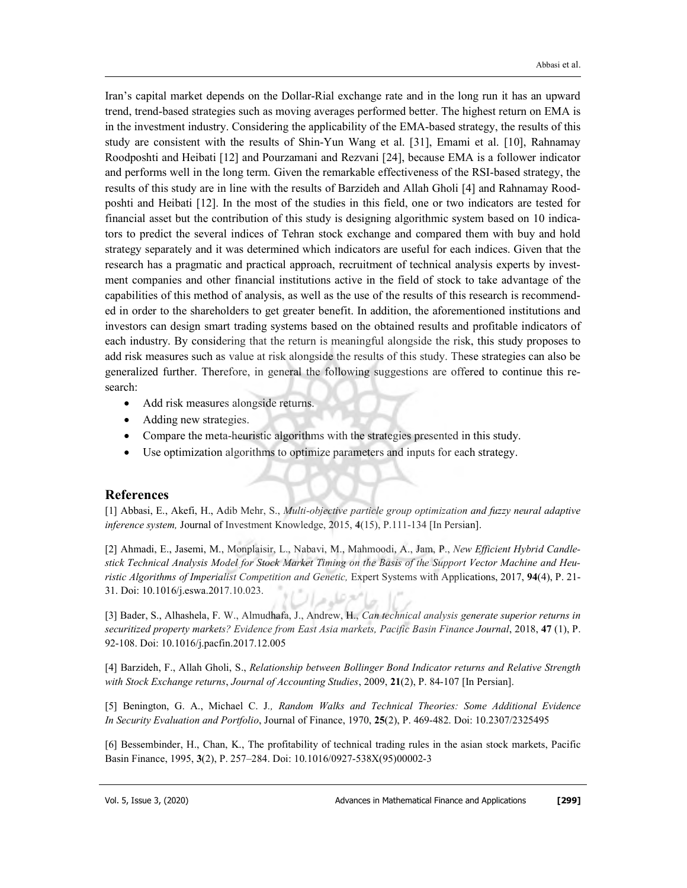Iran's capital market depends on the Dollar-Rial exchange rate and in the long run it has an upward trend, trend-based strategies such as moving averages performed better. The highest return on EMA is in the investment industry. Considering the applicability of the EMA-based strategy, the results of this study are consistent with the results of Shin-Yun Wang et al. [31], Emami et al. [10], Rahnamay Roodposhti and Heibati [12] and Pourzamani and Rezvani [24], because EMA is a follower indicator and performs well in the long term. Given the remarkable effectiveness of the RSI-based strategy, the results of this study are in line with the results of Barzideh and Allah Gholi [4] and Rahnamay Roodposhti and Heibati [12]. In the most of the studies in this field, one or two indicators are tested for financial asset but the contribution of this study is designing algorithmic system based on 10 indicators to predict the several indices of Tehran stock exchange and compared them with buy and hold strategy separately and it was determined which indicators are useful for each indices. Given that the research has a pragmatic and practical approach, recruitment of technical analysis experts by investment companies and other financial institutions active in the field of stock to take advantage of the capabilities of this method of analysis, as well as the use of the results of this research is recommended in order to the shareholders to get greater benefit. In addition, the aforementioned institutions and investors can design smart trading systems based on the obtained results and profitable indicators of each industry. By considering that the return is meaningful alongside the risk, this study proposes to add risk measures such as value at risk alongside the results of this study. These strategies can also be generalized further. Therefore, in general the following suggestions are offered to continue this research:

- Add risk measures alongside returns.
- Adding new strategies.
- Compare the meta-heuristic algorithms with the strategies presented in this study.
- Use optimization algorithms to optimize parameters and inputs for each strategy.

## References

[1] Abbasi, E., Akefi, H., Adib Mehr, S., *Multi-objective particle group optimization and fuzzy neural adaptive inference system,* Journal of Investment Knowledge, 2015, **4**(15), P.111-134 [In Persian].

[2] Ahmadi, E., Jasemi, M., Monplaisir, L., Nabavi, M., Mahmoodi, A., Jam, P., *New Efficient Hybrid Candlestick Technical Analysis Model for Stock Market Timing on the Basis of the Support Vector Machine and Heuristic Algorithms of Imperialist Competition and Genetic,* Expert Systems with Applications, 2017, **94**(4), P. 21-31. Doi: 10.1016/j.eswa.2017.10.023.

[3] Bader, S., Alhashela, F. W., Almudhafa, J., Andrew, H., *Can technical analysis generate superior returns in securitized property markets? Evidence from East Asia markets, Pacific Basin Finance Journal*, 2018, **47** (1), P. 92-108. Doi: 10.1016/j.pacfin.2017.12.005

[4] Barzideh, F., Allah Gholi, S., *Relationship between Bollinger Bond Indicator returns and Relative Strength with Stock Exchange returns*, *Journal of Accounting Studies*, 2009, **21**(2), P. 84-107 [In Persian].

[5] Benington, G. A., Michael C. J*., Random Walks and Technical Theories: Some Additional Evidence In Security Evaluation and Portfolio*, Journal of Finance, 1970, **25**(2), P. 469-482. Doi: 10.2307/2325495

[6] Bessembinder, H., Chan, K., The profitability of technical trading rules in the asian stock markets, Pacific Basin Finance, 1995, **3**(2), P. 257–284. Doi: 10.1016/0927-538X(95)00002-3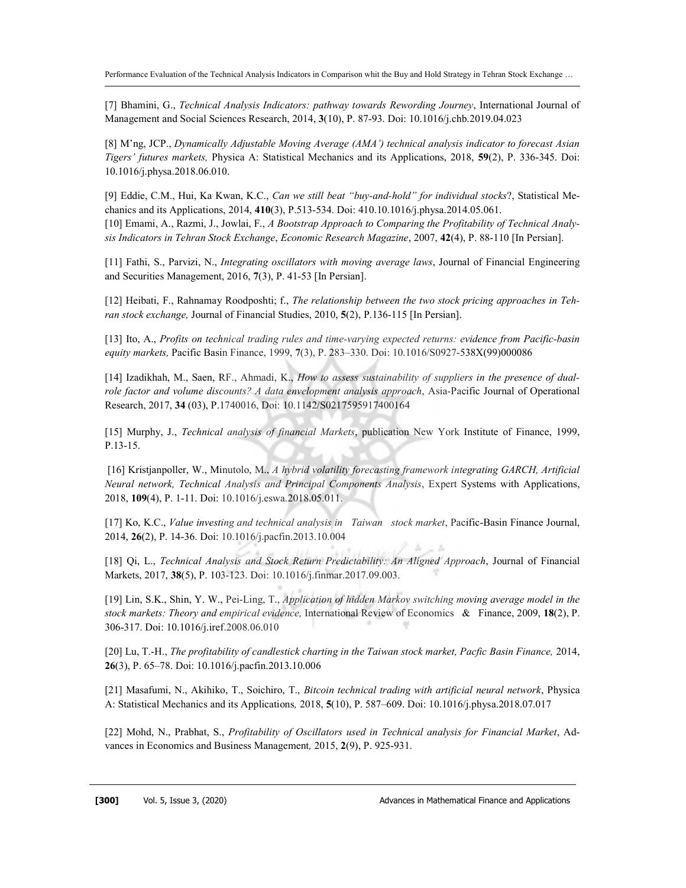[7] Bhamini, G., *Technical Analysis Indicators: pathway towards Rewording Journey*, International Journal of Management and Social Sciences Research, 2014, **3**(10), P. 87-93. Doi: 10.1016/j.chb.2019.04.023

[8] M'ng, JCP., *Dynamically Adjustable Moving Average (AMA') technical analysis indicator to forecast Asian Tigers' futures markets,* Physica A: Statistical Mechanics and its Applications, 2018, **59**(2), P. 336-345. Doi: 10.1016/j.physa.2018.06.010.

[9] Eddie, C.M., Hui, Ka Kwan, K.C., *Can we still beat "buy-and-hold" for individual stocks*?, Statistical Mechanics and its Applications, 2014, **410**(3), P.513-534. Doi: 410.10.1016/j.physa.2014.05.061.

[10] Emami, A., Razmi, J., Jowlai, F., *A Bootstrap Approach to Comparing the Profitability of Technical Analysis Indicators in Tehran Stock Exchange*, *Economic Research Magazine*, 2007, **42**(4), P. 88-110 [In Persian].

[11] Fathi, S., Parvizi, N., *Integrating oscillators with moving average laws*, Journal of Financial Engineering and Securities Management, 2016, **7**(3), P. 41-53 [In Persian].

[12] Heibati, F., Rahnamay Roodposhti; f., *The relationship between the two stock pricing approaches in Tehran stock exchange,* Journal of Financial Studies, 2010, **5**(2), P.136-115 [In Persian].

[13] Ito, A., *Profits on technical trading rules and time-varying expected returns: evidence from Pacific-basin equity markets,* Pacific Basin Finance, 1999, **7**(3), P. 283–330. Doi: 10.1016/S0927-538X(99)000086

[14] Izadikhah, M., Saen, RF., Ahmadi, K., *How to assess sustainability of suppliers in the presence of dual-role factor and volume discounts? A data envelopment analysis approach*, Asia-Pacific Journal of Operational Research, 2017, **34** (03), P.1740016, Doi: 10.1142/S0217595917400164

[15] Murphy, J., *Technical analysis of financial Markets*, publication New York Institute of Finance, 1999, P.13-15.

[16] Kristjanpoller, W., Minutolo, M., *A hybrid volatility forecasting framework integrating GARCH, Artificial Neural network, Technical Analysis and Principal Components Analysis*, Expert Systems with Applications, 2018, **109**(4), P. 1-11. Doi: 10.1016/j.eswa.2018.05.011.

[17] Ko, K.C., *Value investing and technical analysis in Taiwan stock market*, Pacific-Basin Finance Journal, 2014, **26**(2), P. 14-36. Doi: 10.1016/j.pacfin.2013.10.004

[18] Qi, L., *Technical Analysis and Stock Return Predictability: An Aligned Approach*, Journal of Financial Markets, 2017, **38**(5), P. 103-123. Doi: 10.1016/j.finmar.2017.09.003.

[19] Lin, S.K., Shin, Y. W., Pei-Ling, T., *Application of hidden Markov switching moving average model in the stock markets: Theory and empirical evidence,* International Review of Economics & Finance, 2009, **18**(2), P. 306-317. Doi: 10.1016/j.iref.2008.06.010

[20] Lu, T.-H., *The profitability of candlestick charting in the Taiwan stock market, Pacfic Basin Finance,* 2014, **26**(3), P. 65–78. Doi: 10.1016/j.pacfin.2013.10.006

[21] Masafumi, N., Akihiko, T., Soichiro, T., *Bitcoin technical trading with artificial neural network*, Physica A: Statistical Mechanics and its Applications*,* 2018, **5**(10), P. 587–609. Doi: 10.1016/j.physa.2018.07.017

[22] Mohd, N., Prabhat, S., *Profitability of Oscillators used in Technical analysis for Financial Market*, Advances in Economics and Business Management*,* 2015, **2**(9), P. 925-931.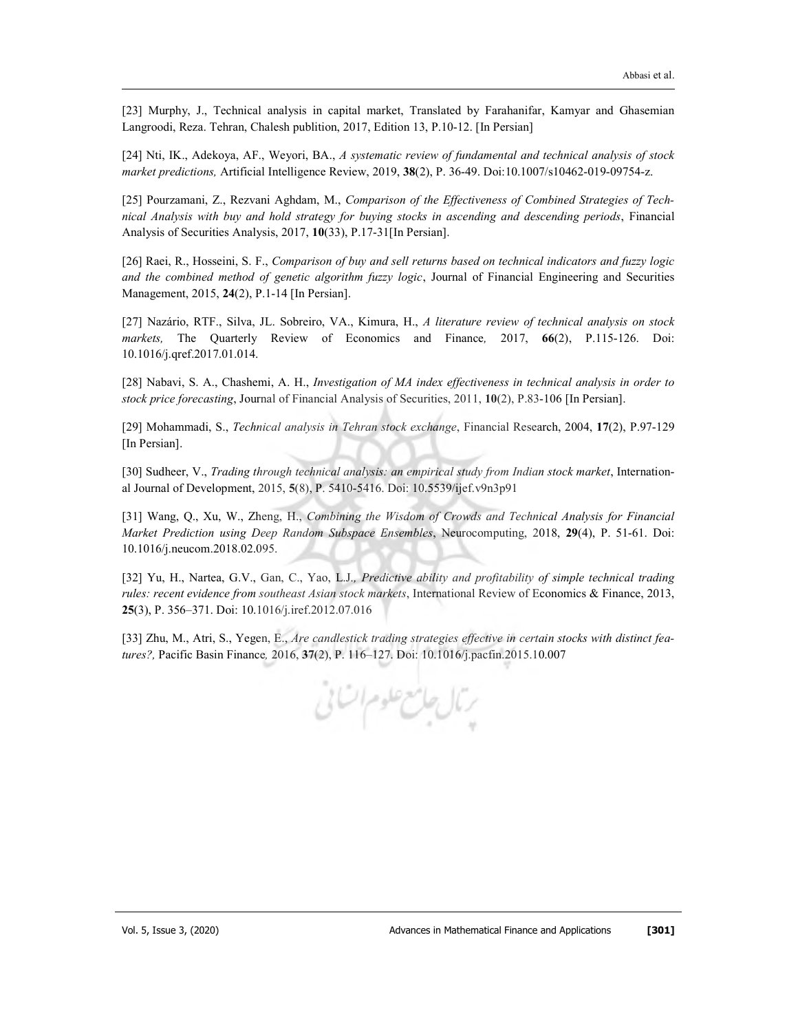[23] Murphy, J., Technical analysis in capital market, Translated by Farahanifar, Kamyar and Ghasemian Langroodi, Reza. Tehran, Chalesh publition, 2017, Edition 13, P.10-12. [In Persian]

[24] Nti, IK., Adekoya, AF., Weyori, BA., *A systematic review of fundamental and technical analysis of stock market predictions,* Artificial Intelligence Review, 2019, **38**(2), P. 36-49. Doi:10.1007/s10462-019-09754-z.

[25] Pourzamani, Z., Rezvani Aghdam, M., *Comparison of the Effectiveness of Combined Strategies of Technical Analysis with buy and hold strategy for buying stocks in ascending and descending periods*, Financial Analysis of Securities Analysis, 2017, **10**(33), P.17-31[In Persian].

[26] Raei, R., Hosseini, S. F., *Comparison of buy and sell returns based on technical indicators and fuzzy logic and the combined method of genetic algorithm fuzzy logic*, Journal of Financial Engineering and Securities Management, 2015, **24**(2), P.1-14 [In Persian].

[27] Nazário, RTF., Silva, JL. Sobreiro, VA., Kimura, H., *A literature review of technical analysis on stock markets,* The Quarterly Review of Economics and Finance*,* 2017, **66**(2), P.115-126. Doi: 10.1016/j.qref.2017.01.014.

[28] Nabavi, S. A., Chashemi, A. H., *Investigation of MA index effectiveness in technical analysis in order to stock price forecasting*, Journal of Financial Analysis of Securities, 2011, **10**(2), P.83-106 [In Persian].

[29] Mohammadi, S., *Technical analysis in Tehran stock exchange*, Financial Research, 2004, **17**(2), P.97-129 [In Persian].

[30] Sudheer, V., *Trading through technical analysis: an empirical study from Indian stock market*, International Journal of Development, 2015, **5**(8), P. 5410-5416. Doi: 10.5539/ijef.v9n3p91

[31] Wang, Q., Xu, W., Zheng, H., *Combining the Wisdom of Crowds and Technical Analysis for Financial Market Prediction using Deep Random Subspace Ensembles*, Neurocomputing, 2018, **29**(4), P. 51-61. Doi: 10.1016/j.neucom.2018.02.095.

[32] Yu, H., Nartea, G.V., Gan, C., Yao, L.J., *Predictive ability and profitability of simple technical trading rules: recent evidence from southeast Asian stock markets*, International Review of Economics & Finance, 2013, **25**(3), P. 356–371. Doi: 10.1016/j.iref.2012.07.016

[33] Zhu, M., Atri, S., Yegen, E., *Are candlestick trading strategies effective in certain stocks with distinct features?,* Pacific Basin Finance*,* 2016, **37**(2), P. 116–127. Doi: 10.1016/j.pacfin.2015.10.007